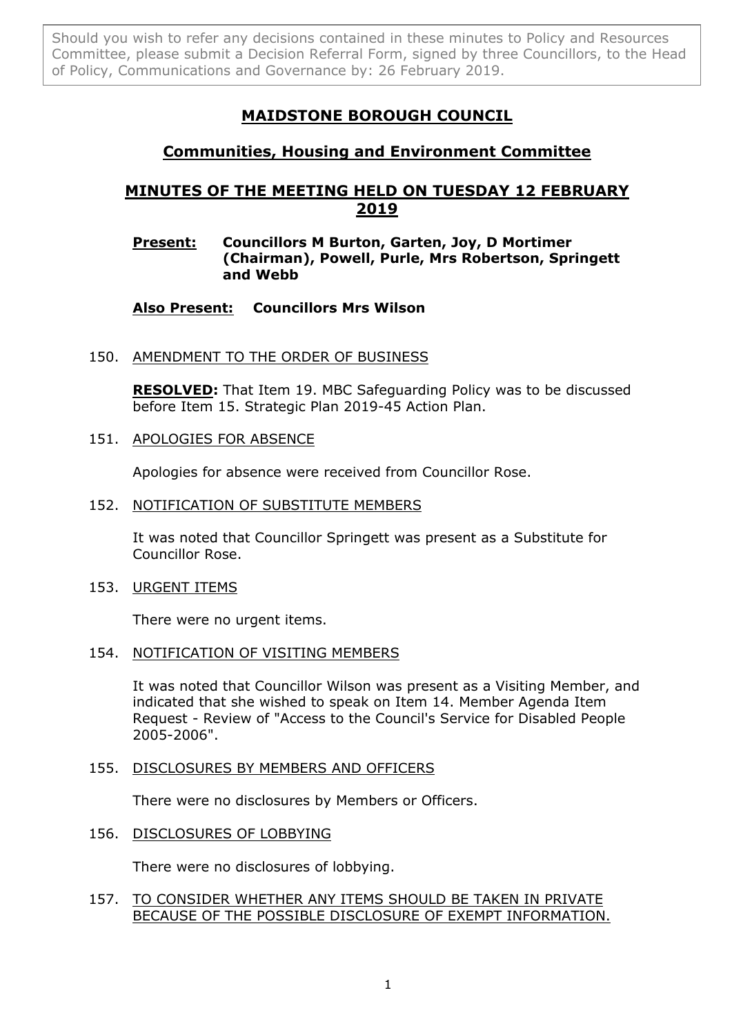Should you wish to refer any decisions contained in these minutes to Policy and Resources Committee, please submit a Decision Referral Form, signed by three Councillors, to the Head of Policy, Communications and Governance by: 26 February 2019.

# MAIDSTONE BOROUGH COUNCIL

## Communities, Housing and Environment Committee

## MINUTES OF THE MEETING HELD ON TUESDAY 12 FEBRUARY 2019

**Present: Councillors M Burton, Garten, Joy, D Mortimer (Chairman), Powell, Purle, Mrs Robertson, Springett and Webb**

**Also Present: Councillors Mrs Wilson**

150. AMENDMENT TO THE ORDER OF BUSINESS

**RESOLVED:** That Item 19. MBC Safeguarding Policy was to be discussed before Item 15. Strategic Plan 2019-45 Action Plan.

151. APOLOGIES FOR ABSENCE

Apologies for absence were received from Councillor Rose.

152. NOTIFICATION OF SUBSTITUTE MEMBERS

It was noted that Councillor Springett was present as a Substitute for Councillor Rose.

153. URGENT ITEMS

There were no urgent items.

154. NOTIFICATION OF VISITING MEMBERS

It was noted that Councillor Wilson was present as a Visiting Member, and indicated that she wished to speak on Item 14. Member Agenda Item Request - Review of "Access to the Council's Service for Disabled People 2005-2006".

155. DISCLOSURES BY MEMBERS AND OFFICERS

There were no disclosures by Members or Officers.

156. DISCLOSURES OF LOBBYING

There were no disclosures of lobbying.

157. TO CONSIDER WHETHER ANY ITEMS SHOULD BE TAKEN IN PRIVATE BECAUSE OF THE POSSIBLE DISCLOSURE OF EXEMPT INFORMATION.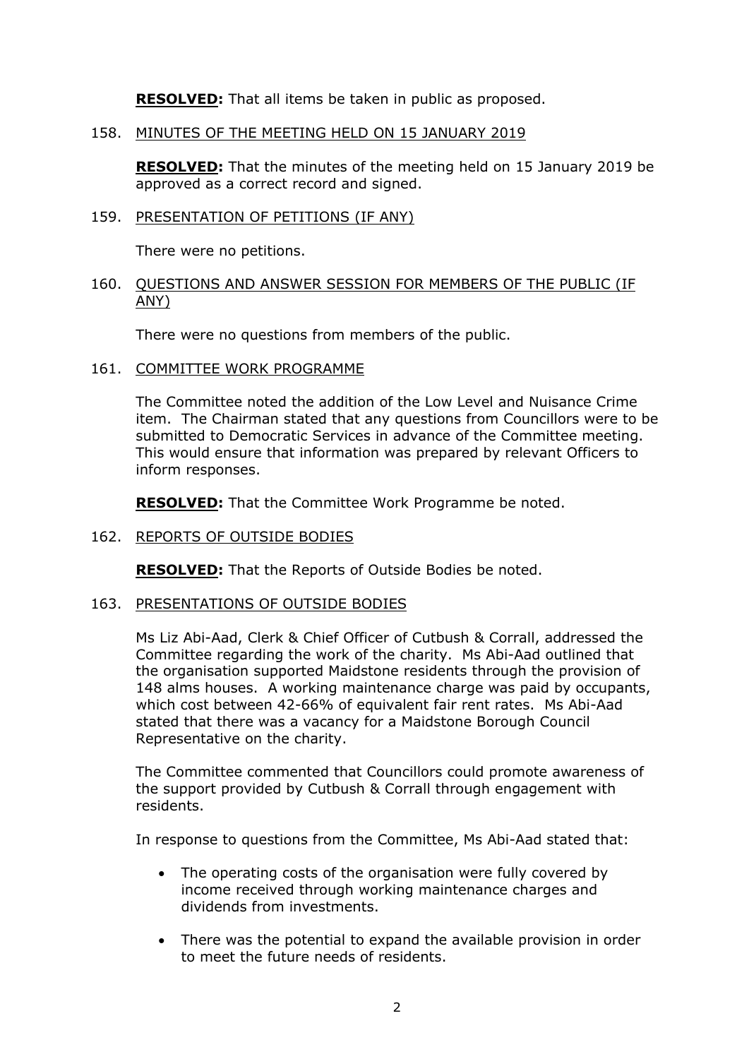**RESOLVED:** That all items be taken in public as proposed.

158. MINUTES OF THE MEETING HELD ON 15 JANUARY 2019

**RESOLVED:** That the minutes of the meeting held on 15 January 2019 be approved as a correct record and signed.

159. PRESENTATION OF PETITIONS (IF ANY)

There were no petitions.

160. QUESTIONS AND ANSWER SESSION FOR MEMBERS OF THE PUBLIC (IF ANY)

There were no questions from members of the public.

161. COMMITTEE WORK PROGRAMME

The Committee noted the addition of the Low Level and Nuisance Crime item. The Chairman stated that any questions from Councillors were to be submitted to Democratic Services in advance of the Committee meeting. This would ensure that information was prepared by relevant Officers to inform responses.

**RESOLVED:** That the Committee Work Programme be noted.

162. REPORTS OF OUTSIDE BODIES

**RESOLVED:** That the Reports of Outside Bodies be noted.

163. PRESENTATIONS OF OUTSIDE BODIES

Ms Liz Abi-Aad, Clerk & Chief Officer of Cutbush & Corrall, addressed the Committee regarding the work of the charity. Ms Abi-Aad outlined that the organisation supported Maidstone residents through the provision of 148 alms houses. A working maintenance charge was paid by occupants, which cost between 42-66% of equivalent fair rent rates. Ms Abi-Aad stated that there was a vacancy for a Maidstone Borough Council Representative on the charity.

The Committee commented that Councillors could promote awareness of the support provided by Cutbush & Corrall through engagement with residents.

In response to questions from the Committee, Ms Abi-Aad stated that:

- The operating costs of the organisation were fully covered by income received through working maintenance charges and dividends from investments.

- There was the potential to expand the available provision in order to meet the future needs of residents.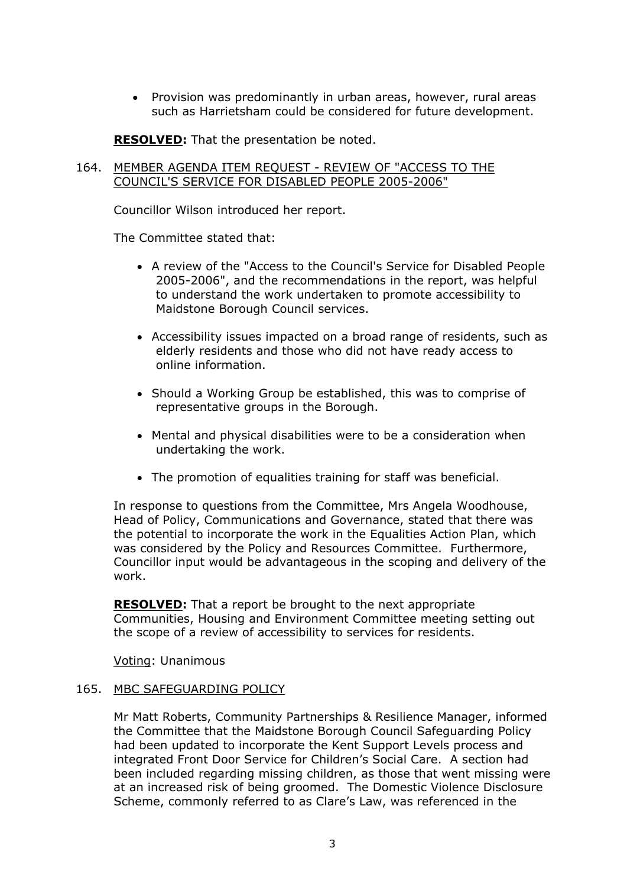- Provision was predominantly in urban areas, however, rural areas such as Harrietsham could be considered for future development.

**RESOLVED:** That the presentation be noted.

164. MEMBER AGENDA ITEM REQUEST - REVIEW OF "ACCESS TO THE COUNCIL'S SERVICE FOR DISABLED PEOPLE 2005-2006"

Councillor Wilson introduced her report.

The Committee stated that:

- A review of the "Access to the Council's Service for Disabled People 2005-2006", and the recommendations in the report, was helpful to understand the work undertaken to promote accessibility to Maidstone Borough Council services.

- Accessibility issues impacted on a broad range of residents, such as elderly residents and those who did not have ready access to online information.

- Should a Working Group be established, this was to comprise of representative groups in the Borough.

- Mental and physical disabilities were to be a consideration when undertaking the work.

- The promotion of equalities training for staff was beneficial.

In response to questions from the Committee, Mrs Angela Woodhouse, Head of Policy, Communications and Governance, stated that there was the potential to incorporate the work in the Equalities Action Plan, which was considered by the Policy and Resources Committee. Furthermore, Councillor input would be advantageous in the scoping and delivery of the work.

**RESOLVED:** That a report be brought to the next appropriate Communities, Housing and Environment Committee meeting setting out the scope of a review of accessibility to services for residents.

Voting: Unanimous

165. MBC SAFEGUARDING POLICY

Mr Matt Roberts, Community Partnerships & Resilience Manager, informed the Committee that the Maidstone Borough Council Safeguarding Policy had been updated to incorporate the Kent Support Levels process and integrated Front Door Service for Children's Social Care. A section had been included regarding missing children, as those that went missing were at an increased risk of being groomed. The Domestic Violence Disclosure Scheme, commonly referred to as Clare's Law, was referenced in the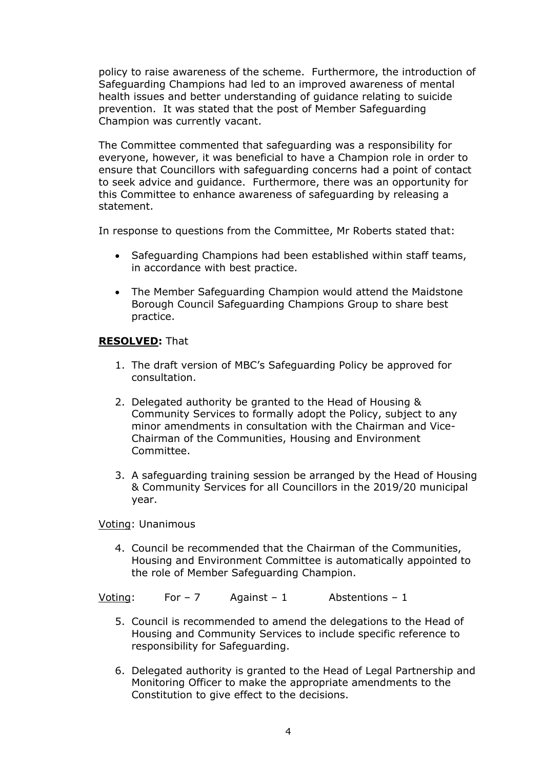policy to raise awareness of the scheme. Furthermore, the introduction of Safeguarding Champions had led to an improved awareness of mental health issues and better understanding of guidance relating to suicide prevention. It was stated that the post of Member Safeguarding Champion was currently vacant.

The Committee commented that safeguarding was a responsibility for everyone, however, it was beneficial to have a Champion role in order to ensure that Councillors with safeguarding concerns had a point of contact to seek advice and guidance. Furthermore, there was an opportunity for this Committee to enhance awareness of safeguarding by releasing a statement.

In response to questions from the Committee, Mr Roberts stated that:

- Safeguarding Champions had been established within staff teams, in accordance with best practice.
- The Member Safeguarding Champion would attend the Maidstone Borough Council Safeguarding Champions Group to share best practice.

**RESOLVED:** That

1. The draft version of MBC's Safeguarding Policy be approved for consultation.
2. Delegated authority be granted to the Head of Housing & Community Services to formally adopt the Policy, subject to any minor amendments in consultation with the Chairman and Vice-Chairman of the Communities, Housing and Environment Committee.
3. A safeguarding training session be arranged by the Head of Housing & Community Services for all Councillors in the 2019/20 municipal year.

Voting: Unanimous

4. Council be recommended that the Chairman of the Communities, Housing and Environment Committee is automatically appointed to the role of Member Safeguarding Champion.

Voting: For – 7 Against – 1 Abstentions – 1

5. Council is recommended to amend the delegations to the Head of Housing and Community Services to include specific reference to responsibility for Safeguarding.
6. Delegated authority is granted to the Head of Legal Partnership and Monitoring Officer to make the appropriate amendments to the Constitution to give effect to the decisions.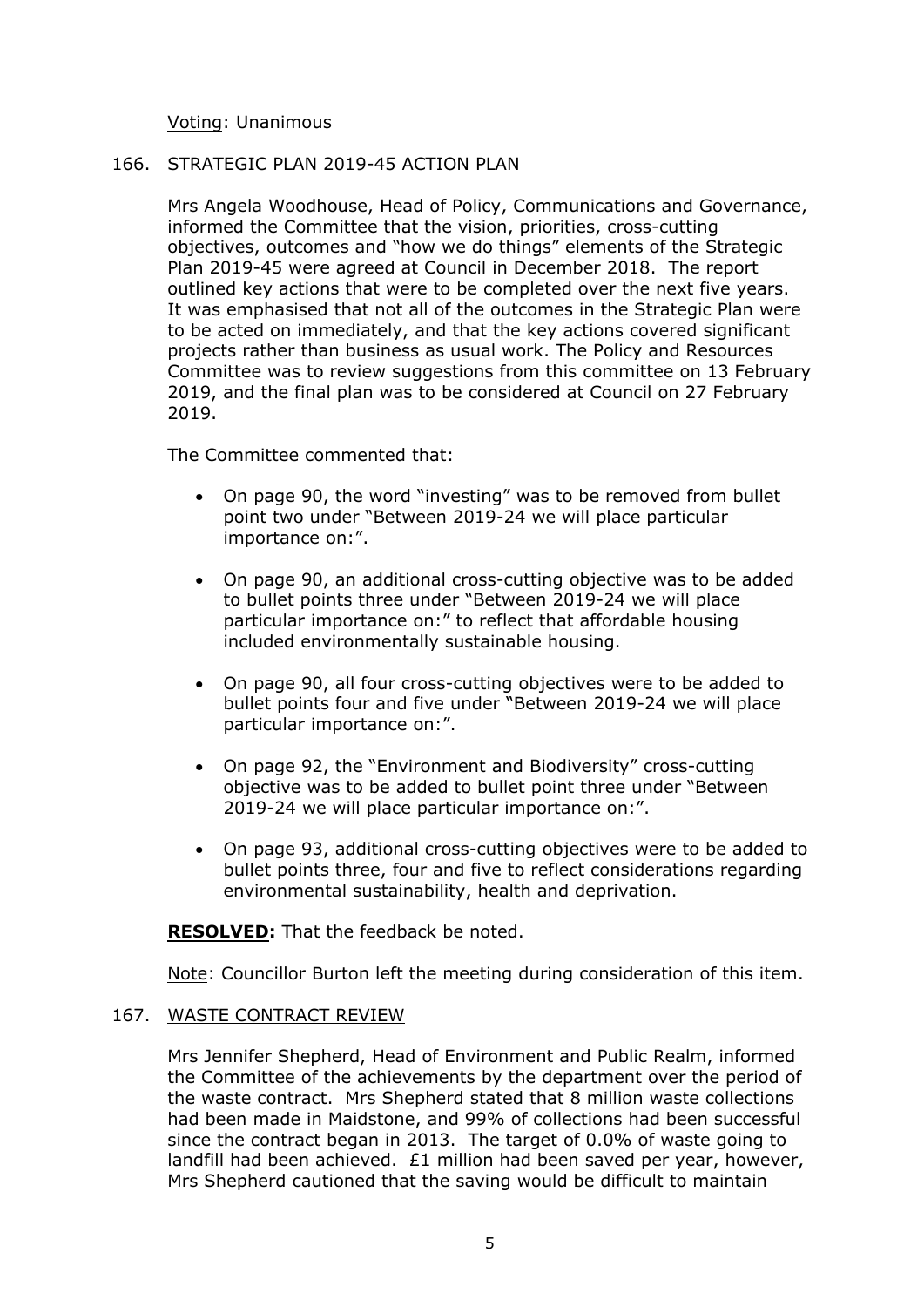Voting: Unanimous

## 166. STRATEGIC PLAN 2019-45 ACTION PLAN

Mrs Angela Woodhouse, Head of Policy, Communications and Governance, informed the Committee that the vision, priorities, cross-cutting objectives, outcomes and "how we do things" elements of the Strategic Plan 2019-45 were agreed at Council in December 2018. The report outlined key actions that were to be completed over the next five years. It was emphasised that not all of the outcomes in the Strategic Plan were to be acted on immediately, and that the key actions covered significant projects rather than business as usual work. The Policy and Resources Committee was to review suggestions from this committee on 13 February 2019, and the final plan was to be considered at Council on 27 February 2019.

The Committee commented that:

- On page 90, the word "investing" was to be removed from bullet point two under "Between 2019-24 we will place particular importance on:".
- On page 90, an additional cross-cutting objective was to be added to bullet points three under "Between 2019-24 we will place particular importance on:" to reflect that affordable housing included environmentally sustainable housing.
- On page 90, all four cross-cutting objectives were to be added to bullet points four and five under "Between 2019-24 we will place particular importance on:".
- On page 92, the "Environment and Biodiversity" cross-cutting objective was to be added to bullet point three under "Between 2019-24 we will place particular importance on:".
- On page 93, additional cross-cutting objectives were to be added to bullet points three, four and five to reflect considerations regarding environmental sustainability, health and deprivation.

**RESOLVED:** That the feedback be noted.

Note: Councillor Burton left the meeting during consideration of this item.

## 167. WASTE CONTRACT REVIEW

Mrs Jennifer Shepherd, Head of Environment and Public Realm, informed the Committee of the achievements by the department over the period of the waste contract. Mrs Shepherd stated that 8 million waste collections had been made in Maidstone, and 99% of collections had been successful since the contract began in 2013. The target of 0.0% of waste going to landfill had been achieved. £1 million had been saved per year, however, Mrs Shepherd cautioned that the saving would be difficult to maintain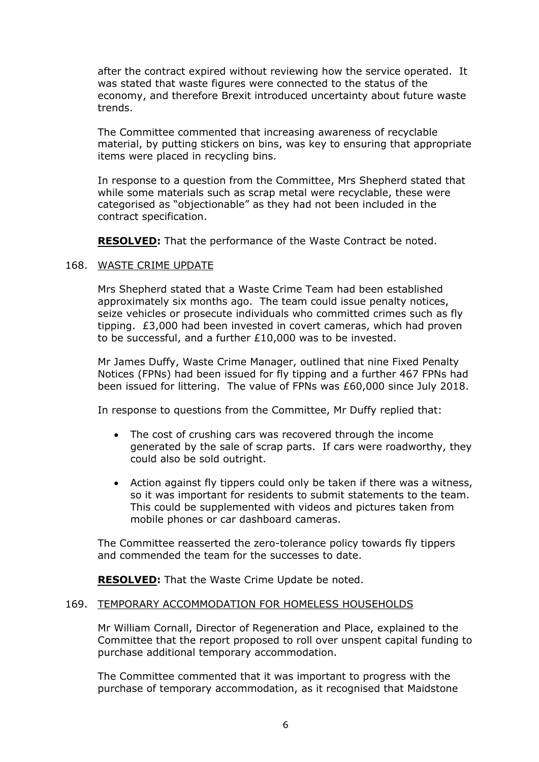after the contract expired without reviewing how the service operated. It was stated that waste figures were connected to the status of the economy, and therefore Brexit introduced uncertainty about future waste trends.

The Committee commented that increasing awareness of recyclable material, by putting stickers on bins, was key to ensuring that appropriate items were placed in recycling bins.

In response to a question from the Committee, Mrs Shepherd stated that while some materials such as scrap metal were recyclable, these were categorised as "objectionable" as they had not been included in the contract specification.

**RESOLVED:** That the performance of the Waste Contract be noted.

168. WASTE CRIME UPDATE

Mrs Shepherd stated that a Waste Crime Team had been established approximately six months ago. The team could issue penalty notices, seize vehicles or prosecute individuals who committed crimes such as fly tipping. £3,000 had been invested in covert cameras, which had proven to be successful, and a further £10,000 was to be invested.

Mr James Duffy, Waste Crime Manager, outlined that nine Fixed Penalty Notices (FPNs) had been issued for fly tipping and a further 467 FPNs had been issued for littering. The value of FPNs was £60,000 since July 2018.

In response to questions from the Committee, Mr Duffy replied that:

- The cost of crushing cars was recovered through the income generated by the sale of scrap parts. If cars were roadworthy, they could also be sold outright.
- Action against fly tippers could only be taken if there was a witness, so it was important for residents to submit statements to the team. This could be supplemented with videos and pictures taken from mobile phones or car dashboard cameras.

The Committee reasserted the zero-tolerance policy towards fly tippers and commended the team for the successes to date.

**RESOLVED:** That the Waste Crime Update be noted.

169. TEMPORARY ACCOMMODATION FOR HOMELESS HOUSEHOLDS

Mr William Cornall, Director of Regeneration and Place, explained to the Committee that the report proposed to roll over unspent capital funding to purchase additional temporary accommodation.

The Committee commented that it was important to progress with the purchase of temporary accommodation, as it recognised that Maidstone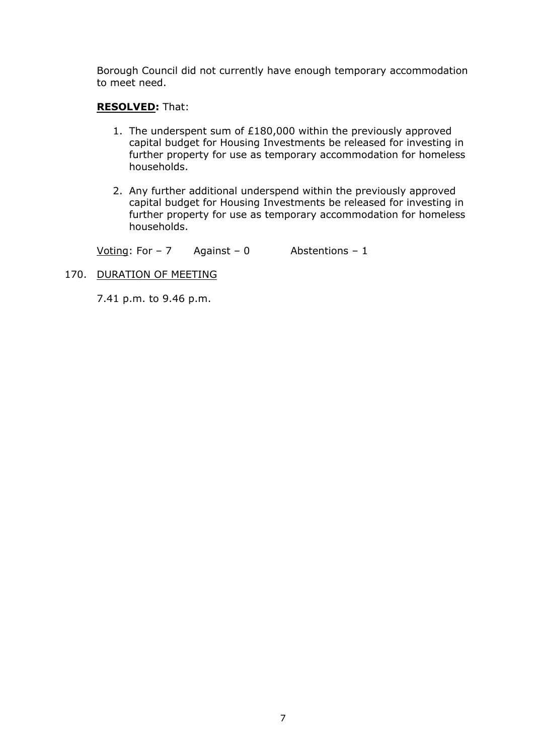Borough Council did not currently have enough temporary accommodation to meet need.

**RESOLVED:** That:

1. The underspent sum of £180,000 within the previously approved capital budget for Housing Investments be released for investing in further property for use as temporary accommodation for homeless households.

2. Any further additional underspend within the previously approved capital budget for Housing Investments be released for investing in further property for use as temporary accommodation for homeless households.

Voting: For – 7 Against – 0 Abstentions – 1

170. DURATION OF MEETING

7.41 p.m. to 9.46 p.m.